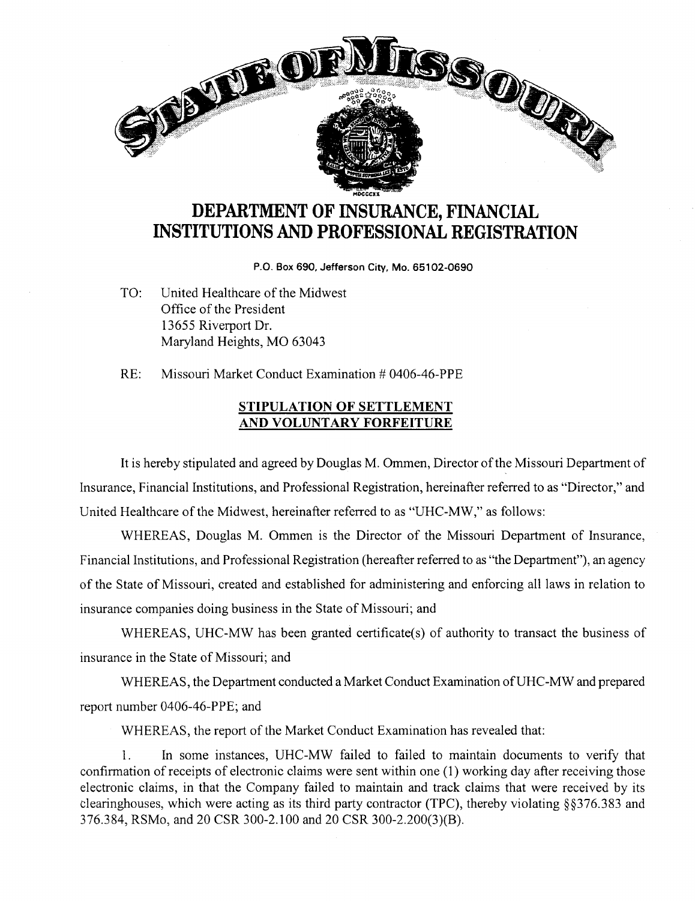# STATE OF MISSOURI

# DEPARTMENT OF INSURANCE, FINANCIAL INSTITUTIONS AND PROFESSIONAL REGISTRATION

P.O. Box 690, Jefferson City, Mo. 65102-0690

TO: United Healthcare of the Midwest
Office of the President
13655 Riverport Dr.
Maryland Heights, MO 63043

RE: Missouri Market Conduct Examination # 0406-46-PPE

## STIPULATION OF SETTLEMENT AND VOLUNTARY FORFEITURE

It is hereby stipulated and agreed by Douglas M. Ommen, Director of the Missouri Department of Insurance, Financial Institutions, and Professional Registration, hereinafter referred to as "Director," and United Healthcare of the Midwest, hereinafter referred to as "UHC-MW," as follows:

WHEREAS, Douglas M. Ommen is the Director of the Missouri Department of Insurance, Financial Institutions, and Professional Registration (hereafter referred to as "the Department"), an agency of the State of Missouri, created and established for administering and enforcing all laws in relation to insurance companies doing business in the State of Missouri; and

WHEREAS, UHC-MW has been granted certificate(s) of authority to transact the business of insurance in the State of Missouri; and

WHEREAS, the Department conducted a Market Conduct Examination of UHC-MW and prepared report number 0406-46-PPE; and

WHEREAS, the report of the Market Conduct Examination has revealed that:

1. In some instances, UHC-MW failed to failed to maintain documents to verify that confirmation of receipts of electronic claims were sent within one (1) working day after receiving those electronic claims, in that the Company failed to maintain and track claims that were received by its clearinghouses, which were acting as its third party contractor (TPC), thereby violating §§376.383 and 376.384, RSMo, and 20 CSR 300-2.100 and 20 CSR 300-2.200(3)(B).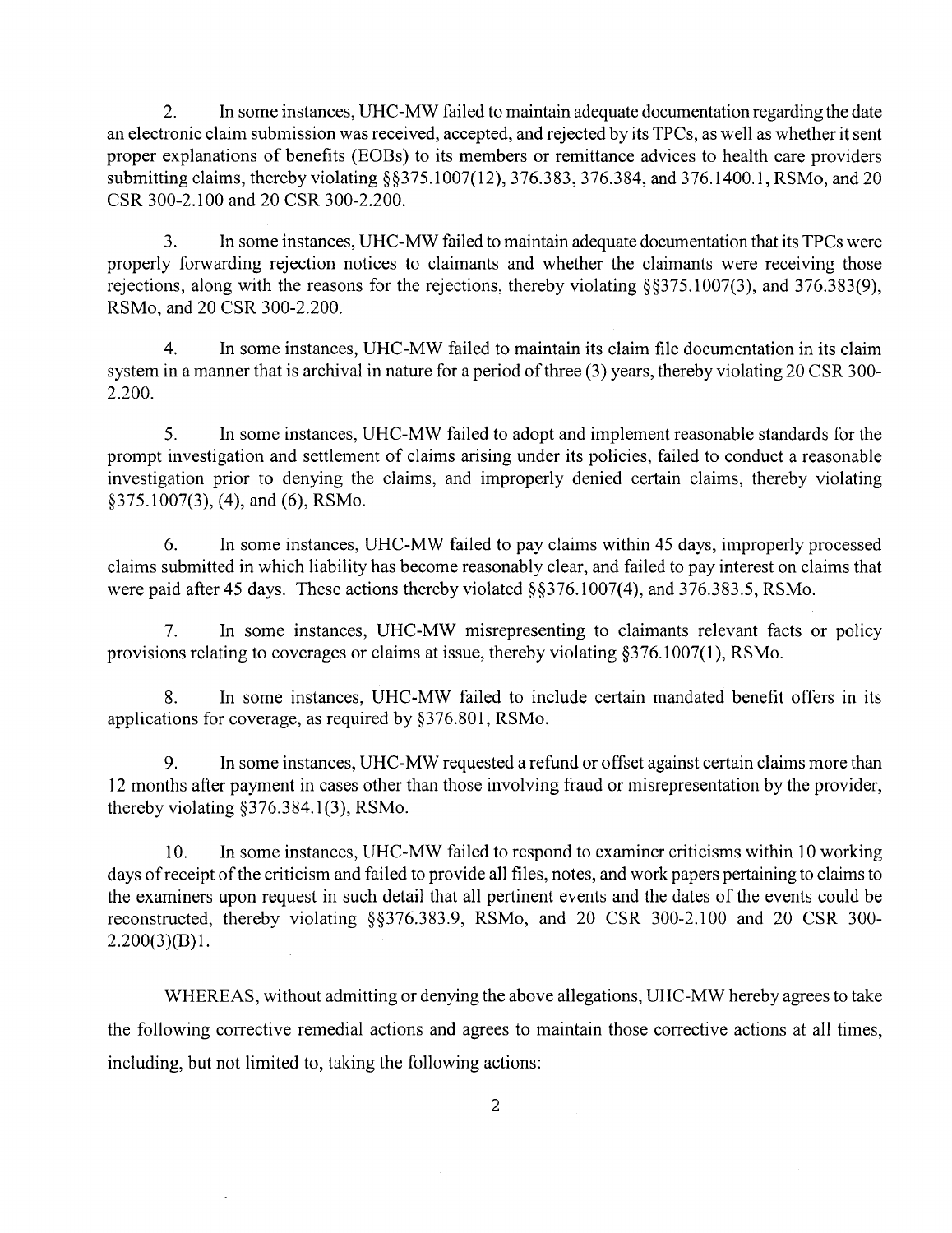2. In some instances, UHC-MW failed to maintain adequate documentation regarding the date an electronic claim submission was received, accepted, and rejected by its TPCs, as well as whether it sent proper explanations of benefits (EOBs) to its members or remittance advices to health care providers submitting claims, thereby violating §§375.1007(12), 376.383, 376.384, and 376.1400.1, RSMo, and 20 CSR 300-2.100 and 20 CSR 300-2.200.

3. In some instances, UHC-MW failed to maintain adequate documentation that its TPCs were properly forwarding rejection notices to claimants and whether the claimants were receiving those rejections, along with the reasons for the rejections, thereby violating §§375.1007(3), and 376.383(9), RSMo, and 20 CSR 300-2.200.

4. In some instances, UHC-MW failed to maintain its claim file documentation in its claim system in a manner that is archival in nature for a period of three (3) years, thereby violating 20 CSR 300-2.200.

5. In some instances, UHC-MW failed to adopt and implement reasonable standards for the prompt investigation and settlement of claims arising under its policies, failed to conduct a reasonable investigation prior to denying the claims, and improperly denied certain claims, thereby violating §375.1007(3), (4), and (6), RSMo.

6. In some instances, UHC-MW failed to pay claims within 45 days, improperly processed claims submitted in which liability has become reasonably clear, and failed to pay interest on claims that were paid after 45 days. These actions thereby violated §§376.1007(4), and 376.383.5, RSMo.

7. In some instances, UHC-MW misrepresenting to claimants relevant facts or policy provisions relating to coverages or claims at issue, thereby violating §376.1007(1), RSMo.

8. In some instances, UHC-MW failed to include certain mandated benefit offers in its applications for coverage, as required by §376.801, RSMo.

9. In some instances, UHC-MW requested a refund or offset against certain claims more than 12 months after payment in cases other than those involving fraud or misrepresentation by the provider, thereby violating §376.384.1(3), RSMo.

10. In some instances, UHC-MW failed to respond to examiner criticisms within 10 working days of receipt of the criticism and failed to provide all files, notes, and work papers pertaining to claims to the examiners upon request in such detail that all pertinent events and the dates of the events could be reconstructed, thereby violating §§376.383.9, RSMo, and 20 CSR 300-2.100 and 20 CSR 300-2.200(3)(B)1.

WHEREAS, without admitting or denying the above allegations, UHC-MW hereby agrees to take the following corrective remedial actions and agrees to maintain those corrective actions at all times, including, but not limited to, taking the following actions: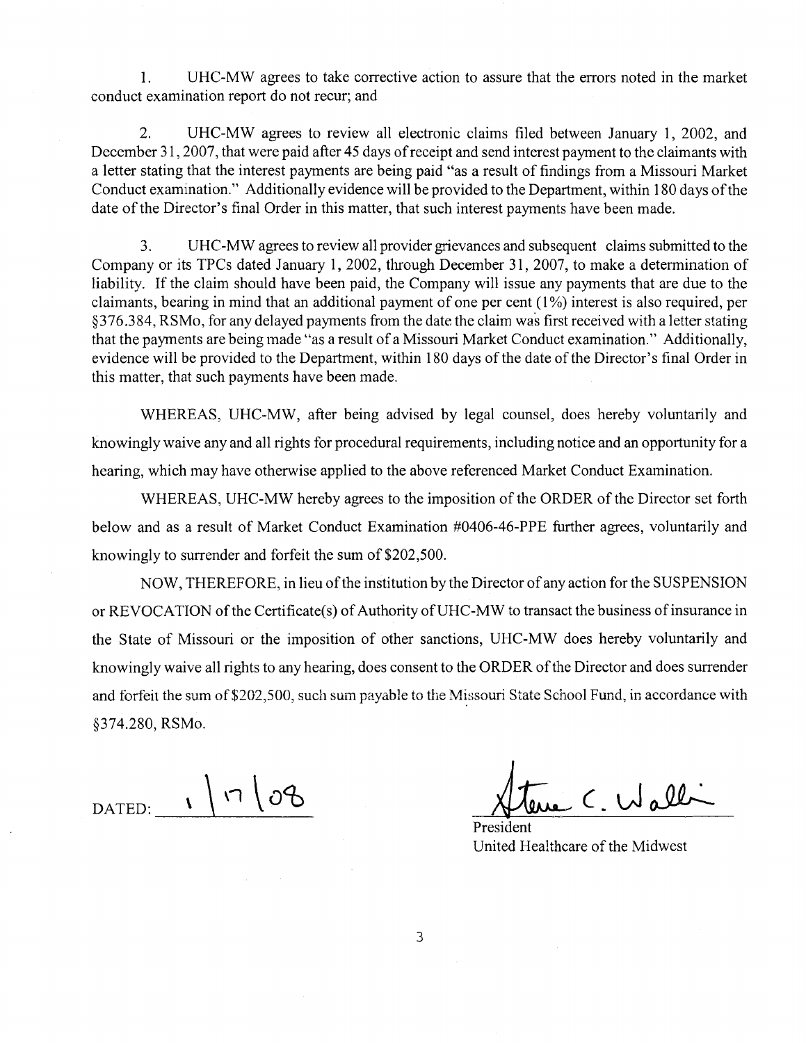1. UHC-MW agrees to take corrective action to assure that the errors noted in the market conduct examination report do not recur; and

2. UHC-MW agrees to review all electronic claims filed between January 1, 2002, and December 31, 2007, that were paid after 45 days of receipt and send interest payment to the claimants with a letter stating that the interest payments are being paid "as a result of findings from a Missouri Market Conduct examination." Additionally evidence will be provided to the Department, within 180 days of the date of the Director's final Order in this matter, that such interest payments have been made.

3. UHC-MW agrees to review all provider grievances and subsequent claims submitted to the Company or its TPCs dated January 1, 2002, through December 31, 2007, to make a determination of liability. If the claim should have been paid, the Company will issue any payments that are due to the claimants, bearing in mind that an additional payment of one per cent (1%) interest is also required, per §376.384, RSMo, for any delayed payments from the date the claim was first received with a letter stating that the payments are being made "as a result of a Missouri Market Conduct examination." Additionally, evidence will be provided to the Department, within 180 days of the date of the Director's final Order in this matter, that such payments have been made.

WHEREAS, UHC-MW, after being advised by legal counsel, does hereby voluntarily and knowingly waive any and all rights for procedural requirements, including notice and an opportunity for a hearing, which may have otherwise applied to the above referenced Market Conduct Examination.

WHEREAS, UHC-MW hereby agrees to the imposition of the ORDER of the Director set forth below and as a result of Market Conduct Examination #0406-46-PPE further agrees, voluntarily and knowingly to surrender and forfeit the sum of $202,500.

NOW, THEREFORE, in lieu of the institution by the Director of any action for the SUSPENSION or REVOCATION of the Certificate(s) of Authority of UHC-MW to transact the business of insurance in the State of Missouri or the imposition of other sanctions, UHC-MW does hereby voluntarily and knowingly waive all rights to any hearing, does consent to the ORDER of the Director and does surrender and forfeit the sum of $202,500, such sum payable to the Missouri State School Fund, in accordance with §374.280, RSMo.

DATED: 1/17/08

Steve C. Walli

President
United Healthcare of the Midwest